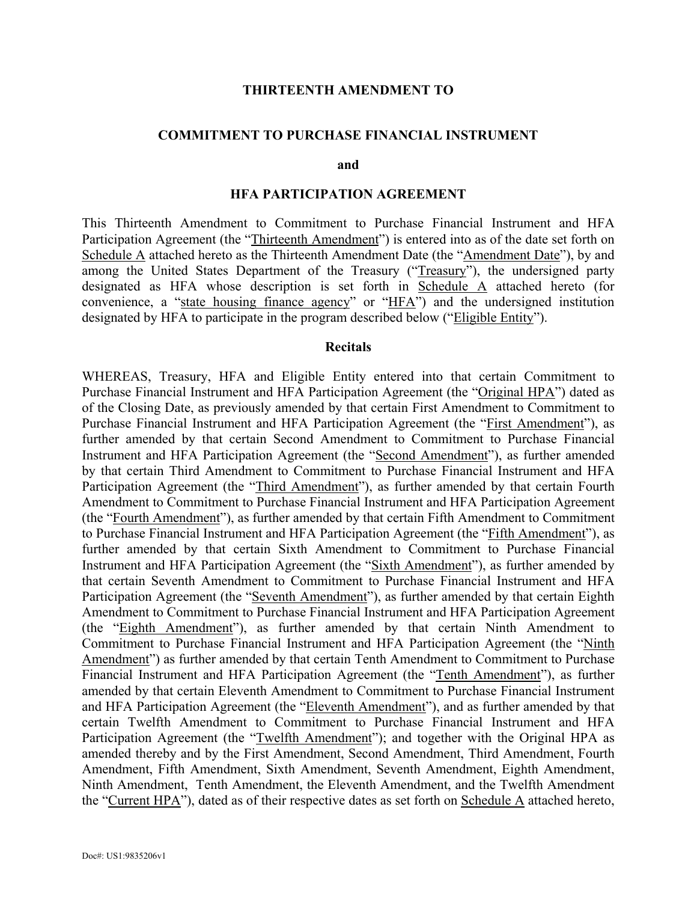**THIRTEENTH AMENDMENT TO**

**COMMITMENT TO PURCHASE FINANCIAL INSTRUMENT**

**and**

**HFA PARTICIPATION AGREEMENT**

This Thirteenth Amendment to Commitment to Purchase Financial Instrument and HFA Participation Agreement (the "Thirteenth Amendment") is entered into as of the date set forth on Schedule A attached hereto as the Thirteenth Amendment Date (the "Amendment Date"), by and among the United States Department of the Treasury ("Treasury"), the undersigned party designated as HFA whose description is set forth in Schedule A attached hereto (for convenience, a "state housing finance agency" or "HFA") and the undersigned institution designated by HFA to participate in the program described below ("Eligible Entity").

**Recitals**

WHEREAS, Treasury, HFA and Eligible Entity entered into that certain Commitment to Purchase Financial Instrument and HFA Participation Agreement (the "Original HPA") dated as of the Closing Date, as previously amended by that certain First Amendment to Commitment to Purchase Financial Instrument and HFA Participation Agreement (the "First Amendment"), as further amended by that certain Second Amendment to Commitment to Purchase Financial Instrument and HFA Participation Agreement (the "Second Amendment"), as further amended by that certain Third Amendment to Commitment to Purchase Financial Instrument and HFA Participation Agreement (the "Third Amendment"), as further amended by that certain Fourth Amendment to Commitment to Purchase Financial Instrument and HFA Participation Agreement (the "Fourth Amendment"), as further amended by that certain Fifth Amendment to Commitment to Purchase Financial Instrument and HFA Participation Agreement (the "Fifth Amendment"), as further amended by that certain Sixth Amendment to Commitment to Purchase Financial Instrument and HFA Participation Agreement (the "Sixth Amendment"), as further amended by that certain Seventh Amendment to Commitment to Purchase Financial Instrument and HFA Participation Agreement (the "Seventh Amendment"), as further amended by that certain Eighth Amendment to Commitment to Purchase Financial Instrument and HFA Participation Agreement (the "Eighth Amendment"), as further amended by that certain Ninth Amendment to Commitment to Purchase Financial Instrument and HFA Participation Agreement (the "Ninth Amendment") as further amended by that certain Tenth Amendment to Commitment to Purchase Financial Instrument and HFA Participation Agreement (the "Tenth Amendment"), as further amended by that certain Eleventh Amendment to Commitment to Purchase Financial Instrument and HFA Participation Agreement (the "Eleventh Amendment"), and as further amended by that certain Twelfth Amendment to Commitment to Purchase Financial Instrument and HFA Participation Agreement (the "Twelfth Amendment"); and together with the Original HPA as amended thereby and by the First Amendment, Second Amendment, Third Amendment, Fourth Amendment, Fifth Amendment, Sixth Amendment, Seventh Amendment, Eighth Amendment, Ninth Amendment, Tenth Amendment, the Eleventh Amendment, and the Twelfth Amendment the "Current HPA"), dated as of their respective dates as set forth on Schedule A attached hereto,

Doc#: US1:9835206v1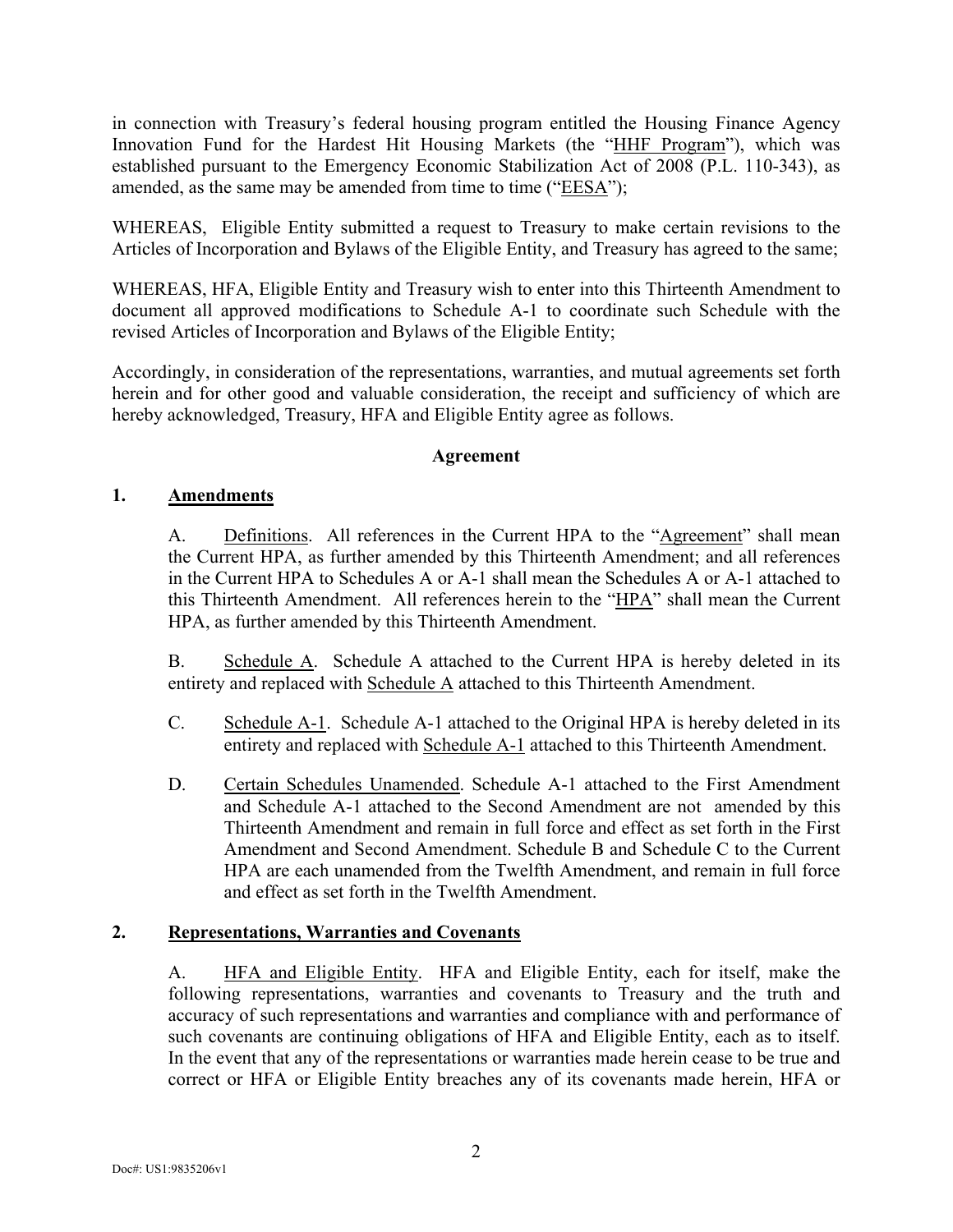in connection with Treasury's federal housing program entitled the Housing Finance Agency Innovation Fund for the Hardest Hit Housing Markets (the "HHF Program"), which was established pursuant to the Emergency Economic Stabilization Act of 2008 (P.L. 110-343), as amended, as the same may be amended from time to time ("EESA");

WHEREAS, Eligible Entity submitted a request to Treasury to make certain revisions to the Articles of Incorporation and Bylaws of the Eligible Entity, and Treasury has agreed to the same;

WHEREAS, HFA, Eligible Entity and Treasury wish to enter into this Thirteenth Amendment to document all approved modifications to Schedule A-1 to coordinate such Schedule with the revised Articles of Incorporation and Bylaws of the Eligible Entity;

Accordingly, in consideration of the representations, warranties, and mutual agreements set forth herein and for other good and valuable consideration, the receipt and sufficiency of which are hereby acknowledged, Treasury, HFA and Eligible Entity agree as follows.

**Agreement**

**1. Amendments**

A. Definitions. All references in the Current HPA to the "Agreement" shall mean the Current HPA, as further amended by this Thirteenth Amendment; and all references in the Current HPA to Schedules A or A-1 shall mean the Schedules A or A-1 attached to this Thirteenth Amendment. All references herein to the "HPA" shall mean the Current HPA, as further amended by this Thirteenth Amendment.

B. Schedule A. Schedule A attached to the Current HPA is hereby deleted in its entirety and replaced with Schedule A attached to this Thirteenth Amendment.

C. Schedule A-1. Schedule A-1 attached to the Original HPA is hereby deleted in its entirety and replaced with Schedule A-1 attached to this Thirteenth Amendment.

D. Certain Schedules Unamended. Schedule A-1 attached to the First Amendment and Schedule A-1 attached to the Second Amendment are not amended by this Thirteenth Amendment and remain in full force and effect as set forth in the First Amendment and Second Amendment. Schedule B and Schedule C to the Current HPA are each unamended from the Twelfth Amendment, and remain in full force and effect as set forth in the Twelfth Amendment.

**2. Representations, Warranties and Covenants**

A. HFA and Eligible Entity. HFA and Eligible Entity, each for itself, make the following representations, warranties and covenants to Treasury and the truth and accuracy of such representations and warranties and compliance with and performance of such covenants are continuing obligations of HFA and Eligible Entity, each as to itself. In the event that any of the representations or warranties made herein cease to be true and correct or HFA or Eligible Entity breaches any of its covenants made herein, HFA or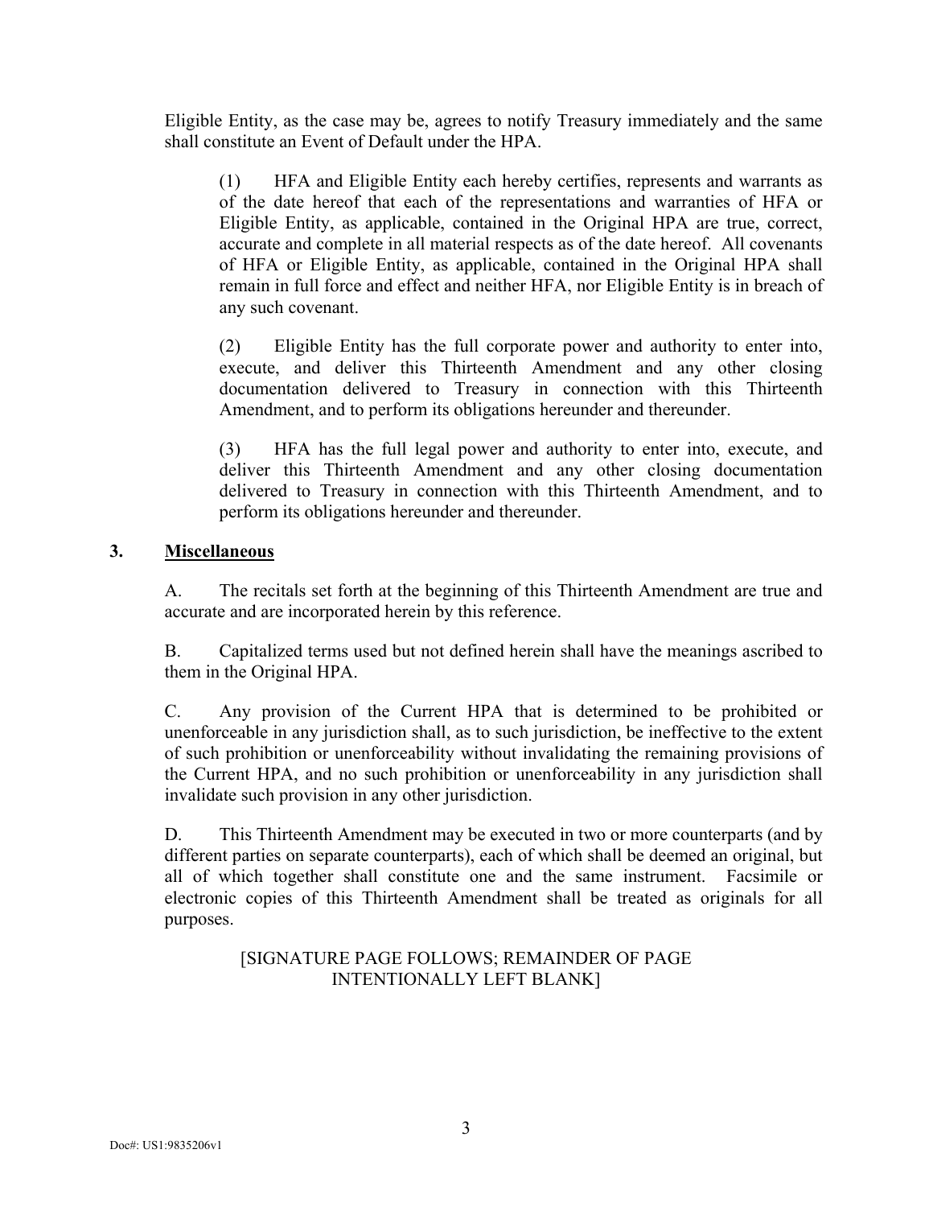Eligible Entity, as the case may be, agrees to notify Treasury immediately and the same shall constitute an Event of Default under the HPA.

(1) HFA and Eligible Entity each hereby certifies, represents and warrants as of the date hereof that each of the representations and warranties of HFA or Eligible Entity, as applicable, contained in the Original HPA are true, correct, accurate and complete in all material respects as of the date hereof. All covenants of HFA or Eligible Entity, as applicable, contained in the Original HPA shall remain in full force and effect and neither HFA, nor Eligible Entity is in breach of any such covenant.

(2) Eligible Entity has the full corporate power and authority to enter into, execute, and deliver this Thirteenth Amendment and any other closing documentation delivered to Treasury in connection with this Thirteenth Amendment, and to perform its obligations hereunder and thereunder.

(3) HFA has the full legal power and authority to enter into, execute, and deliver this Thirteenth Amendment and any other closing documentation delivered to Treasury in connection with this Thirteenth Amendment, and to perform its obligations hereunder and thereunder.

**3. <u>Miscellaneous</u>**

A. The recitals set forth at the beginning of this Thirteenth Amendment are true and accurate and are incorporated herein by this reference.

B. Capitalized terms used but not defined herein shall have the meanings ascribed to them in the Original HPA.

C. Any provision of the Current HPA that is determined to be prohibited or unenforceable in any jurisdiction shall, as to such jurisdiction, be ineffective to the extent of such prohibition or unenforceability without invalidating the remaining provisions of the Current HPA, and no such prohibition or unenforceability in any jurisdiction shall invalidate such provision in any other jurisdiction.

D. This Thirteenth Amendment may be executed in two or more counterparts (and by different parties on separate counterparts), each of which shall be deemed an original, but all of which together shall constitute one and the same instrument. Facsimile or electronic copies of this Thirteenth Amendment shall be treated as originals for all purposes.

[SIGNATURE PAGE FOLLOWS; REMAINDER OF PAGE INTENTIONALLY LEFT BLANK]

Doc#: US1:9835206v1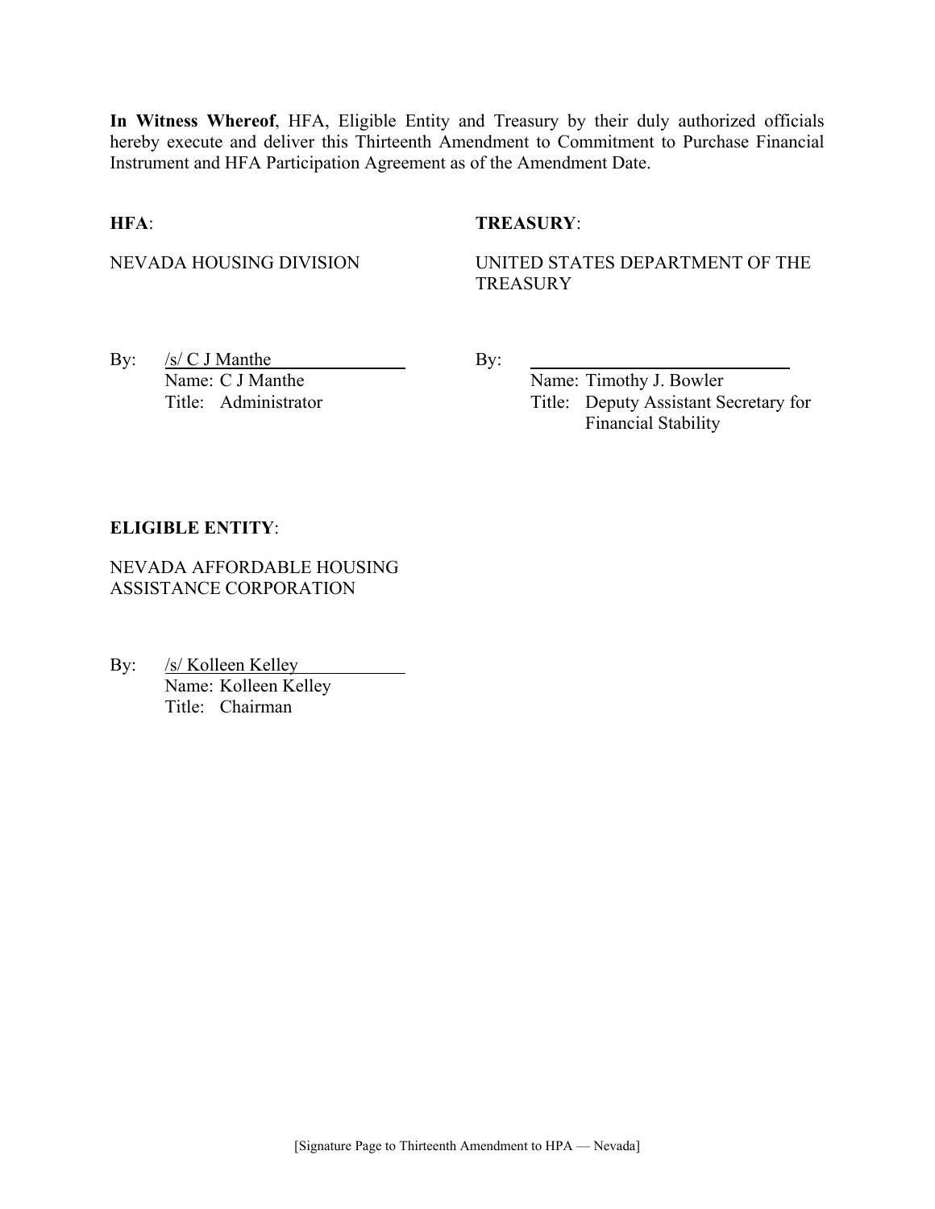**In Witness Whereof**, HFA, Eligible Entity and Treasury by their duly authorized officials hereby execute and deliver this Thirteenth Amendment to Commitment to Purchase Financial Instrument and HFA Participation Agreement as of the Amendment Date.

**HFA**:

NEVADA HOUSING DIVISION

By: /s/ C J Manthe
Name: C J Manthe
Title: Administrator

**TREASURY**:

UNITED STATES DEPARTMENT OF THE TREASURY

By: ____________________
Name: Timothy J. Bowler
Title: Deputy Assistant Secretary for Financial Stability

**ELIGIBLE ENTITY**:

NEVADA AFFORDABLE HOUSING ASSISTANCE CORPORATION

By: /s/ Kolleen Kelley
Name: Kolleen Kelley
Title: Chairman

[Signature Page to Thirteenth Amendment to HPA — Nevada]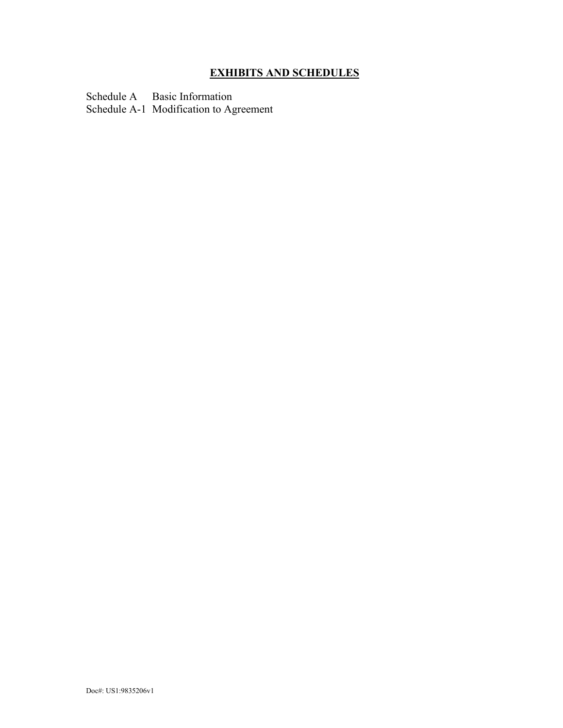# **EXHIBITS AND SCHEDULES**

Schedule A Basic Information
Schedule A-1 Modification to Agreement

Doc#: US1:9835206v1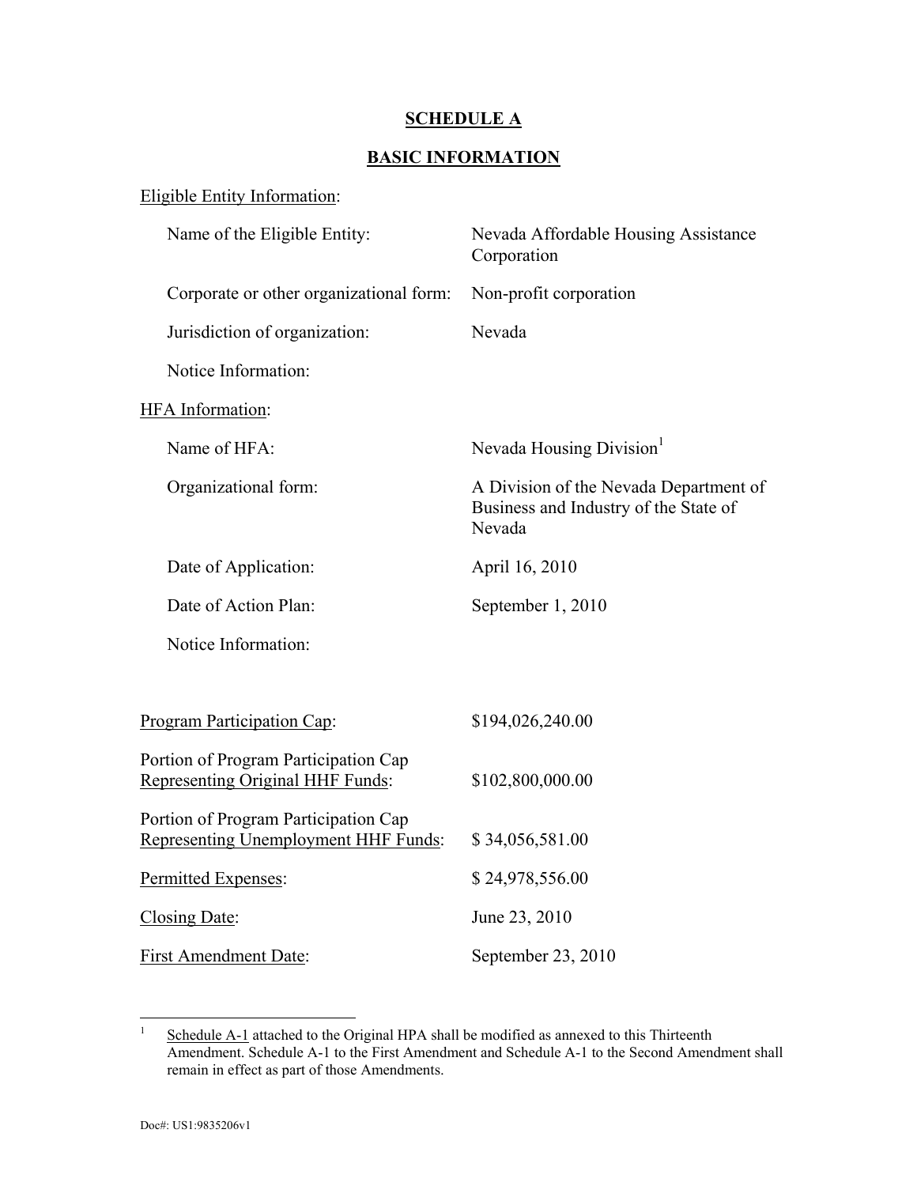# SCHEDULE A

## BASIC INFORMATION

Eligible Entity Information:

| | |
|---|---|
| Name of the Eligible Entity: | Nevada Affordable Housing Assistance Corporation |
| Corporate or other organizational form: | Non-profit corporation |
| Jurisdiction of organization: | Nevada |
| Notice Information: | |

HFA Information:

| | |
|---|---|
| Name of HFA: | Nevada Housing Division[1] |
| Organizational form: | A Division of the Nevada Department of Business and Industry of the State of Nevada |
| Date of Application: | April 16, 2010 |
| Date of Action Plan: | September 1, 2010 |
| Notice Information: | |

| | |
|---|---|
| Program Participation Cap: | $194,026,240.00 |
| Portion of Program Participation Cap Representing Original HHF Funds: | $102,800,000.00 |
| Portion of Program Participation Cap Representing Unemployment HHF Funds: | $ 34,056,581.00 |
| Permitted Expenses: | $ 24,978,556.00 |
| Closing Date: | June 23, 2010 |
| First Amendment Date: | September 23, 2010 |

[1] Schedule A-1 attached to the Original HPA shall be modified as annexed to this Thirteenth Amendment. Schedule A-1 to the First Amendment and Schedule A-1 to the Second Amendment shall remain in effect as part of those Amendments.

Doc#: US1:9835206v1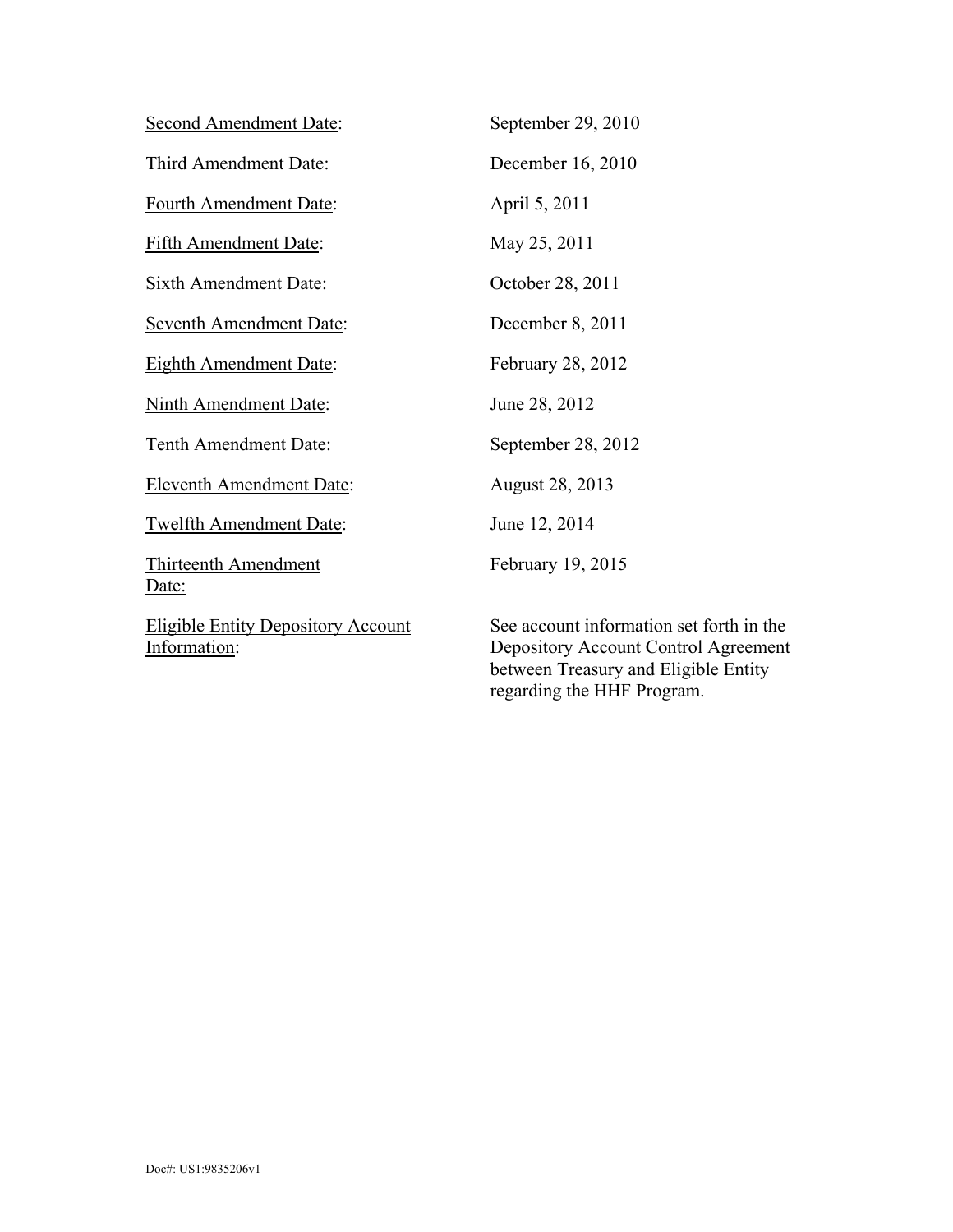| | |
|---|---|
| <u>Second Amendment Date</u>: | September 29, 2010 |
| <u>Third Amendment Date</u>: | December 16, 2010 |
| <u>Fourth Amendment Date</u>: | April 5, 2011 |
| <u>Fifth Amendment Date</u>: | May 25, 2011 |
| <u>Sixth Amendment Date</u>: | October 28, 2011 |
| <u>Seventh Amendment Date</u>: | December 8, 2011 |
| <u>Eighth Amendment Date</u>: | February 28, 2012 |
| <u>Ninth Amendment Date</u>: | June 28, 2012 |
| <u>Tenth Amendment Date</u>: | September 28, 2012 |
| <u>Eleventh Amendment Date</u>: | August 28, 2013 |
| <u>Twelfth Amendment Date</u>: | June 12, 2014 |
| <u>Thirteenth Amendment Date:</u> | February 19, 2015 |
| <u>Eligible Entity Depository Account Information</u>: | See account information set forth in the Depository Account Control Agreement between Treasury and Eligible Entity regarding the HHF Program. |

Doc#: US1:9835206v1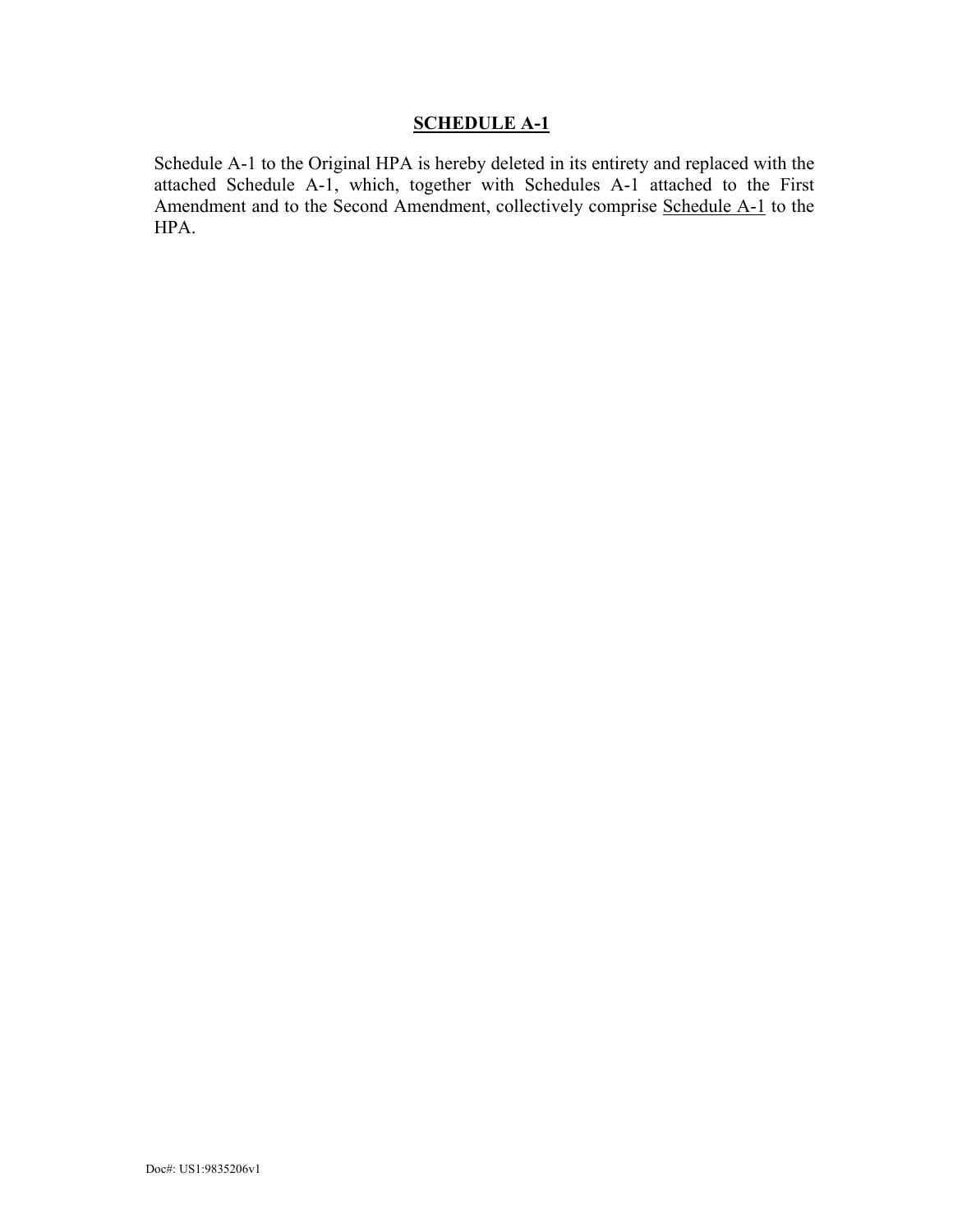## **SCHEDULE A-1**

Schedule A-1 to the Original HPA is hereby deleted in its entirety and replaced with the attached Schedule A-1, which, together with Schedules A-1 attached to the First Amendment and to the Second Amendment, collectively comprise Schedule A-1 to the HPA.

Doc#: US1:9835206v1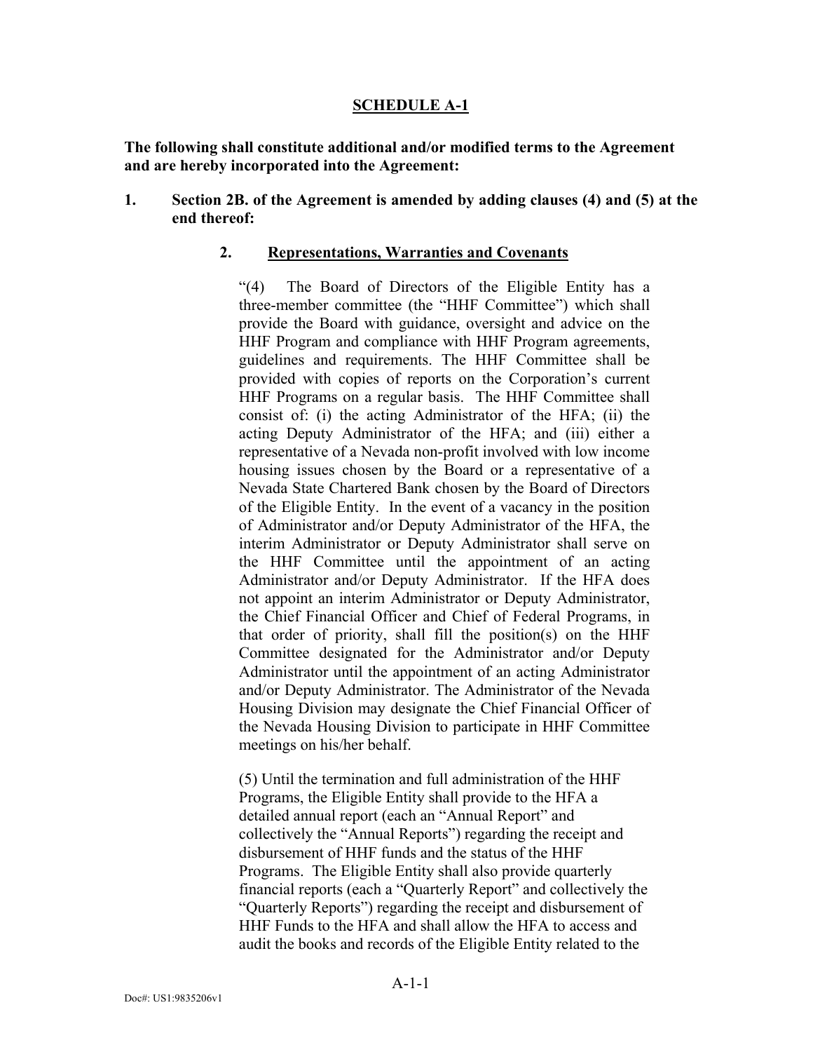## SCHEDULE A-1

**The following shall constitute additional and/or modified terms to the Agreement and are hereby incorporated into the Agreement:**

**1. Section 2B. of the Agreement is amended by adding clauses (4) and (5) at the end thereof:**

**2. Representations, Warranties and Covenants**

"(4) The Board of Directors of the Eligible Entity has a three-member committee (the "HHF Committee") which shall provide the Board with guidance, oversight and advice on the HHF Program and compliance with HHF Program agreements, guidelines and requirements. The HHF Committee shall be provided with copies of reports on the Corporation's current HHF Programs on a regular basis. The HHF Committee shall consist of: (i) the acting Administrator of the HFA; (ii) the acting Deputy Administrator of the HFA; and (iii) either a representative of a Nevada non-profit involved with low income housing issues chosen by the Board or a representative of a Nevada State Chartered Bank chosen by the Board of Directors of the Eligible Entity. In the event of a vacancy in the position of Administrator and/or Deputy Administrator of the HFA, the interim Administrator or Deputy Administrator shall serve on the HHF Committee until the appointment of an acting Administrator and/or Deputy Administrator. If the HFA does not appoint an interim Administrator or Deputy Administrator, the Chief Financial Officer and Chief of Federal Programs, in that order of priority, shall fill the position(s) on the HHF Committee designated for the Administrator and/or Deputy Administrator until the appointment of an acting Administrator and/or Deputy Administrator. The Administrator of the Nevada Housing Division may designate the Chief Financial Officer of the Nevada Housing Division to participate in HHF Committee meetings on his/her behalf.

(5) Until the termination and full administration of the HHF Programs, the Eligible Entity shall provide to the HFA a detailed annual report (each an "Annual Report" and collectively the "Annual Reports") regarding the receipt and disbursement of HHF funds and the status of the HHF Programs. The Eligible Entity shall also provide quarterly financial reports (each a "Quarterly Report" and collectively the "Quarterly Reports") regarding the receipt and disbursement of HHF Funds to the HFA and shall allow the HFA to access and audit the books and records of the Eligible Entity related to the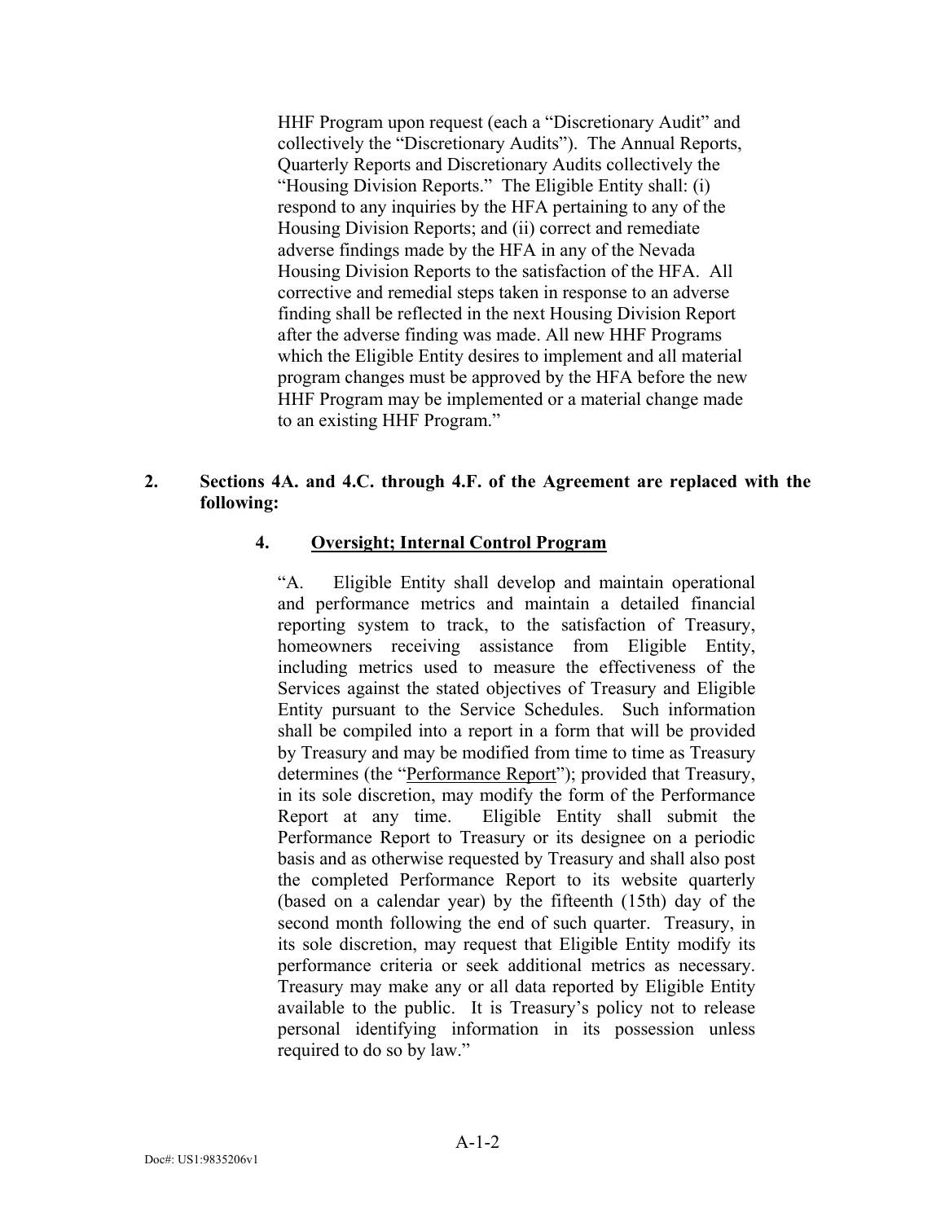HHF Program upon request (each a “Discretionary Audit” and collectively the “Discretionary Audits”). The Annual Reports, Quarterly Reports and Discretionary Audits collectively the “Housing Division Reports.” The Eligible Entity shall: (i) respond to any inquiries by the HFA pertaining to any of the Housing Division Reports; and (ii) correct and remediate adverse findings made by the HFA in any of the Nevada Housing Division Reports to the satisfaction of the HFA. All corrective and remedial steps taken in response to an adverse finding shall be reflected in the next Housing Division Report after the adverse finding was made. All new HHF Programs which the Eligible Entity desires to implement and all material program changes must be approved by the HFA before the new HHF Program may be implemented or a material change made to an existing HHF Program.”

**2. Sections 4A. and 4.C. through 4.F. of the Agreement are replaced with the following:**

**4. <u>Oversight; Internal Control Program</u>**

“A. Eligible Entity shall develop and maintain operational and performance metrics and maintain a detailed financial reporting system to track, to the satisfaction of Treasury, homeowners receiving assistance from Eligible Entity, including metrics used to measure the effectiveness of the Services against the stated objectives of Treasury and Eligible Entity pursuant to the Service Schedules. Such information shall be compiled into a report in a form that will be provided by Treasury and may be modified from time to time as Treasury determines (the “<u>Performance Report</u>”); provided that Treasury, in its sole discretion, may modify the form of the Performance Report at any time. Eligible Entity shall submit the Performance Report to Treasury or its designee on a periodic basis and as otherwise requested by Treasury and shall also post the completed Performance Report to its website quarterly (based on a calendar year) by the fifteenth (15th) day of the second month following the end of such quarter. Treasury, in its sole discretion, may request that Eligible Entity modify its performance criteria or seek additional metrics as necessary. Treasury may make any or all data reported by Eligible Entity available to the public. It is Treasury’s policy not to release personal identifying information in its possession unless required to do so by law.”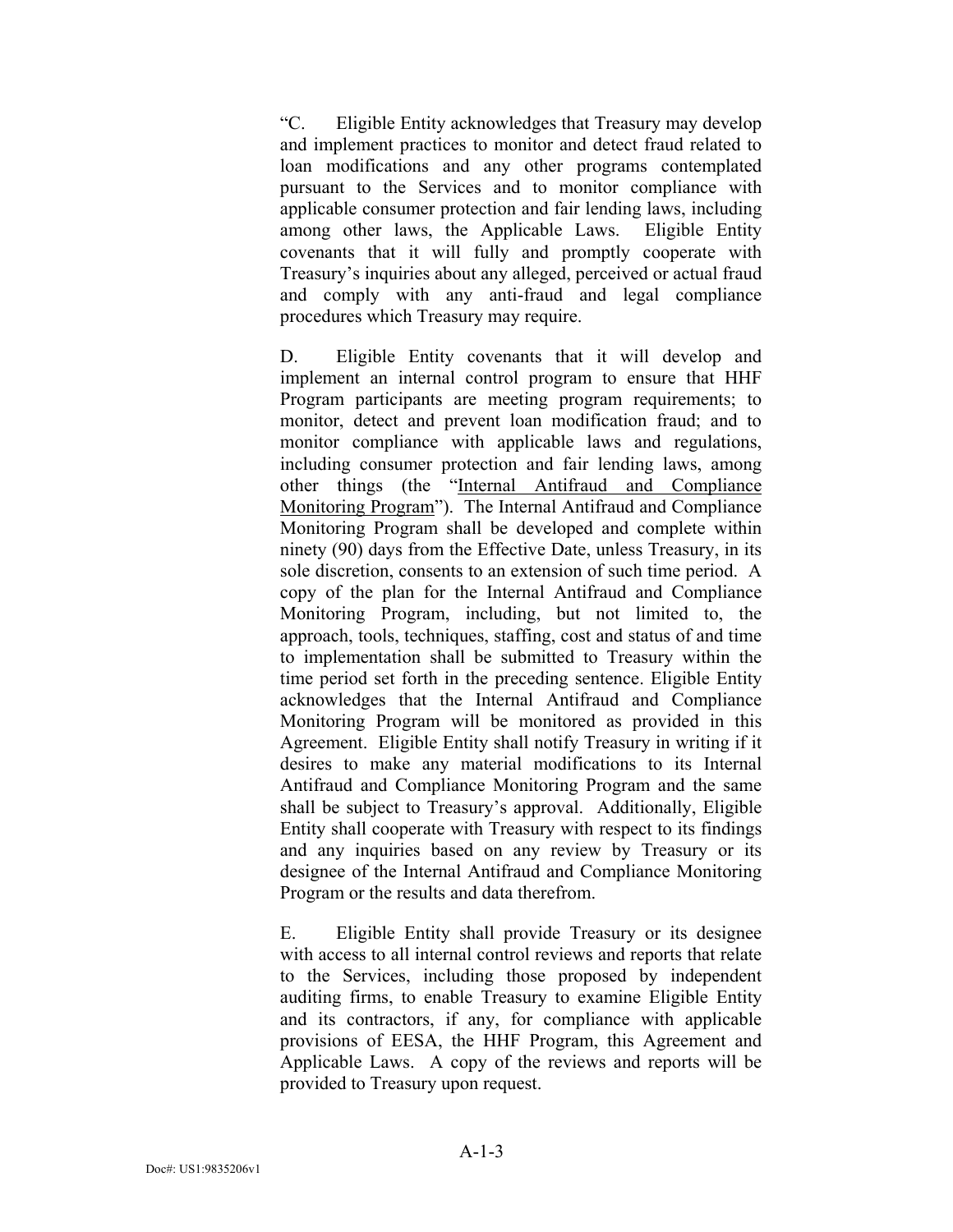"C. Eligible Entity acknowledges that Treasury may develop and implement practices to monitor and detect fraud related to loan modifications and any other programs contemplated pursuant to the Services and to monitor compliance with applicable consumer protection and fair lending laws, including among other laws, the Applicable Laws. Eligible Entity covenants that it will fully and promptly cooperate with Treasury's inquiries about any alleged, perceived or actual fraud and comply with any anti-fraud and legal compliance procedures which Treasury may require.

D. Eligible Entity covenants that it will develop and implement an internal control program to ensure that HHF Program participants are meeting program requirements; to monitor, detect and prevent loan modification fraud; and to monitor compliance with applicable laws and regulations, including consumer protection and fair lending laws, among other things (the "Internal Antifraud and Compliance Monitoring Program"). The Internal Antifraud and Compliance Monitoring Program shall be developed and complete within ninety (90) days from the Effective Date, unless Treasury, in its sole discretion, consents to an extension of such time period. A copy of the plan for the Internal Antifraud and Compliance Monitoring Program, including, but not limited to, the approach, tools, techniques, staffing, cost and status of and time to implementation shall be submitted to Treasury within the time period set forth in the preceding sentence. Eligible Entity acknowledges that the Internal Antifraud and Compliance Monitoring Program will be monitored as provided in this Agreement. Eligible Entity shall notify Treasury in writing if it desires to make any material modifications to its Internal Antifraud and Compliance Monitoring Program and the same shall be subject to Treasury's approval. Additionally, Eligible Entity shall cooperate with Treasury with respect to its findings and any inquiries based on any review by Treasury or its designee of the Internal Antifraud and Compliance Monitoring Program or the results and data therefrom.

E. Eligible Entity shall provide Treasury or its designee with access to all internal control reviews and reports that relate to the Services, including those proposed by independent auditing firms, to enable Treasury to examine Eligible Entity and its contractors, if any, for compliance with applicable provisions of EESA, the HHF Program, this Agreement and Applicable Laws. A copy of the reviews and reports will be provided to Treasury upon request.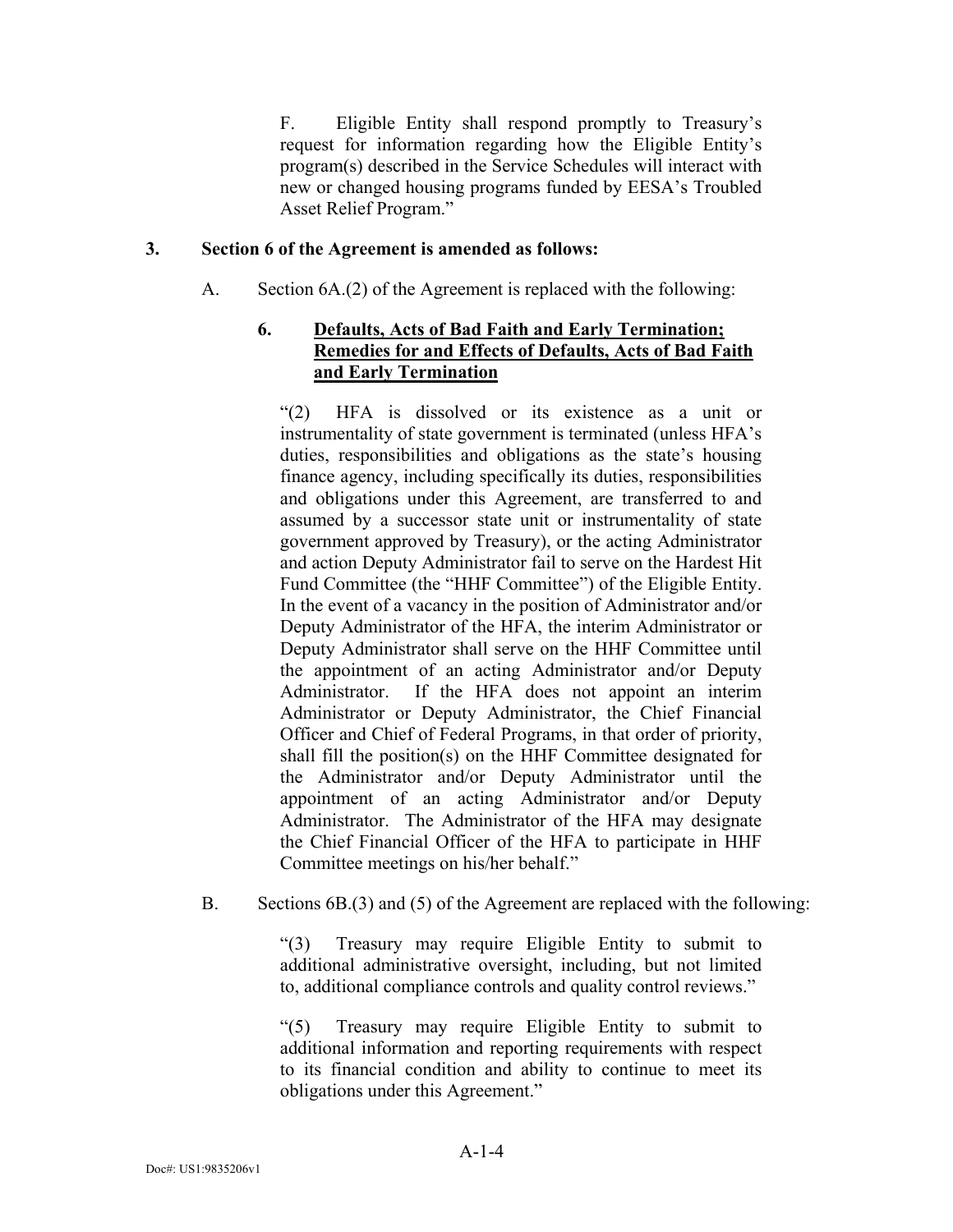F. Eligible Entity shall respond promptly to Treasury's request for information regarding how the Eligible Entity's program(s) described in the Service Schedules will interact with new or changed housing programs funded by EESA's Troubled Asset Relief Program."

**3. Section 6 of the Agreement is amended as follows:**

A. Section 6A.(2) of the Agreement is replaced with the following:

**6. <u>Defaults, Acts of Bad Faith and Early Termination; Remedies for and Effects of Defaults, Acts of Bad Faith and Early Termination</u>**

"(2) HFA is dissolved or its existence as a unit or instrumentality of state government is terminated (unless HFA's duties, responsibilities and obligations as the state's housing finance agency, including specifically its duties, responsibilities and obligations under this Agreement, are transferred to and assumed by a successor state unit or instrumentality of state government approved by Treasury), or the acting Administrator and action Deputy Administrator fail to serve on the Hardest Hit Fund Committee (the "HHF Committee") of the Eligible Entity. In the event of a vacancy in the position of Administrator and/or Deputy Administrator of the HFA, the interim Administrator or Deputy Administrator shall serve on the HHF Committee until the appointment of an acting Administrator and/or Deputy Administrator. If the HFA does not appoint an interim Administrator or Deputy Administrator, the Chief Financial Officer and Chief of Federal Programs, in that order of priority, shall fill the position(s) on the HHF Committee designated for the Administrator and/or Deputy Administrator until the appointment of an acting Administrator and/or Deputy Administrator. The Administrator of the HFA may designate the Chief Financial Officer of the HFA to participate in HHF Committee meetings on his/her behalf."

B. Sections 6B.(3) and (5) of the Agreement are replaced with the following:

"(3) Treasury may require Eligible Entity to submit to additional administrative oversight, including, but not limited to, additional compliance controls and quality control reviews."

"(5) Treasury may require Eligible Entity to submit to additional information and reporting requirements with respect to its financial condition and ability to continue to meet its obligations under this Agreement."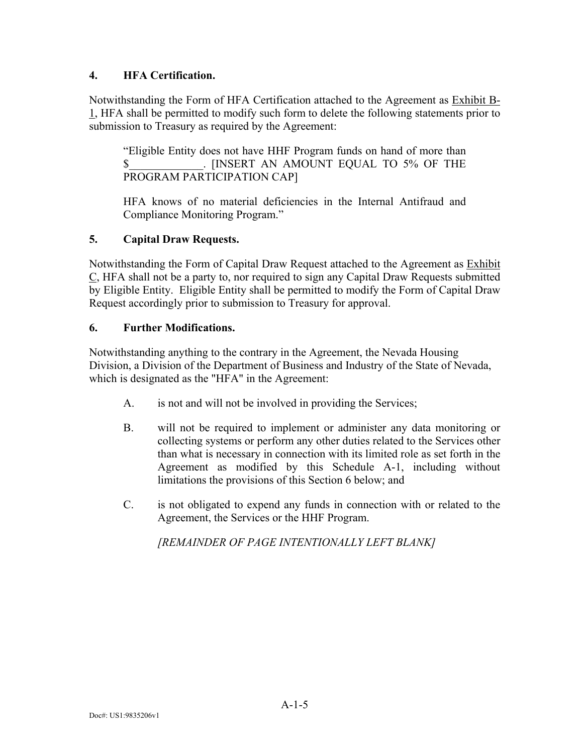**4. HFA Certification.**

Notwithstanding the Form of HFA Certification attached to the Agreement as Exhibit B-1, HFA shall be permitted to modify such form to delete the following statements prior to submission to Treasury as required by the Agreement:

> "Eligible Entity does not have HHF Program funds on hand of more than $\_\_\_\_\_\_\_\_\_\_\_\_\_. [INSERT AN AMOUNT EQUAL TO 5% OF THE PROGRAM PARTICIPATION CAP]
>
> HFA knows of no material deficiencies in the Internal Antifraud and Compliance Monitoring Program."

**5. Capital Draw Requests.**

Notwithstanding the Form of Capital Draw Request attached to the Agreement as Exhibit C, HFA shall not be a party to, nor required to sign any Capital Draw Requests submitted by Eligible Entity. Eligible Entity shall be permitted to modify the Form of Capital Draw Request accordingly prior to submission to Treasury for approval.

**6. Further Modifications.**

Notwithstanding anything to the contrary in the Agreement, the Nevada Housing Division, a Division of the Department of Business and Industry of the State of Nevada, which is designated as the "HFA" in the Agreement:

A. is not and will not be involved in providing the Services;

B. will not be required to implement or administer any data monitoring or collecting systems or perform any other duties related to the Services other than what is necessary in connection with its limited role as set forth in the Agreement as modified by this Schedule A-1, including without limitations the provisions of this Section 6 below; and

C. is not obligated to expend any funds in connection with or related to the Agreement, the Services or the HHF Program.

*[REMAINDER OF PAGE INTENTIONALLY LEFT BLANK]*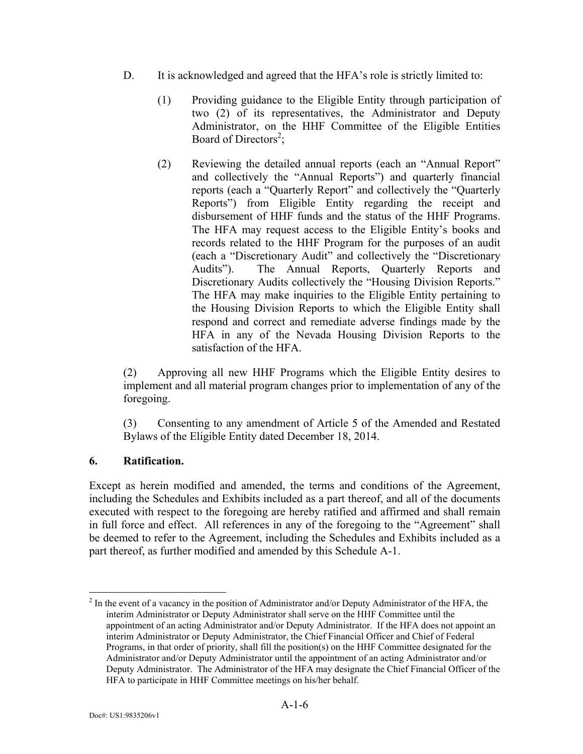D. It is acknowledged and agreed that the HFA's role is strictly limited to:

> (1) Providing guidance to the Eligible Entity through participation of two (2) of its representatives, the Administrator and Deputy Administrator, on the HHF Committee of the Eligible Entities Board of Directors[2];
>
> (2) Reviewing the detailed annual reports (each an "Annual Report" and collectively the "Annual Reports") and quarterly financial reports (each a "Quarterly Report" and collectively the "Quarterly Reports") from Eligible Entity regarding the receipt and disbursement of HHF funds and the status of the HHF Programs. The HFA may request access to the Eligible Entity's books and records related to the HHF Program for the purposes of an audit (each a "Discretionary Audit" and collectively the "Discretionary Audits"). The Annual Reports, Quarterly Reports and Discretionary Audits collectively the "Housing Division Reports." The HFA may make inquiries to the Eligible Entity pertaining to the Housing Division Reports to which the Eligible Entity shall respond and correct and remediate adverse findings made by the HFA in any of the Nevada Housing Division Reports to the satisfaction of the HFA.

(2) Approving all new HHF Programs which the Eligible Entity desires to implement and all material program changes prior to implementation of any of the foregoing.

(3) Consenting to any amendment of Article 5 of the Amended and Restated Bylaws of the Eligible Entity dated December 18, 2014.

**6. Ratification.**

Except as herein modified and amended, the terms and conditions of the Agreement, including the Schedules and Exhibits included as a part thereof, and all of the documents executed with respect to the foregoing are hereby ratified and affirmed and shall remain in full force and effect. All references in any of the foregoing to the "Agreement" shall be deemed to refer to the Agreement, including the Schedules and Exhibits included as a part thereof, as further modified and amended by this Schedule A-1.

---

[2] In the event of a vacancy in the position of Administrator and/or Deputy Administrator of the HFA, the interim Administrator or Deputy Administrator shall serve on the HHF Committee until the appointment of an acting Administrator and/or Deputy Administrator. If the HFA does not appoint an interim Administrator or Deputy Administrator, the Chief Financial Officer and Chief of Federal Programs, in that order of priority, shall fill the position(s) on the HHF Committee designated for the Administrator and/or Deputy Administrator until the appointment of an acting Administrator and/or Deputy Administrator. The Administrator of the HFA may designate the Chief Financial Officer of the HFA to participate in HHF Committee meetings on his/her behalf.